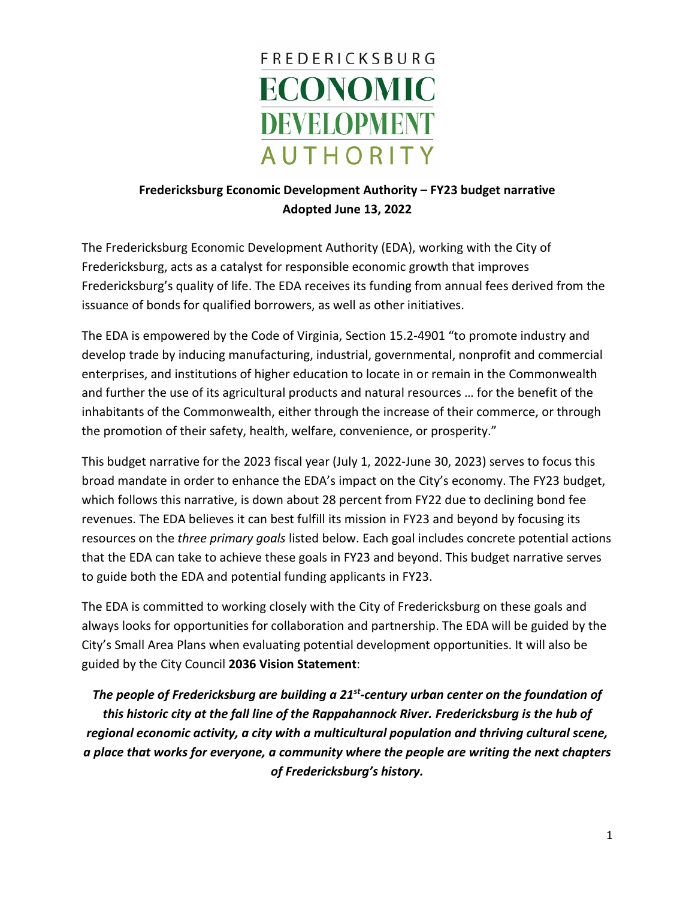# FREDERICKSBURG ECONOMIC DEVELOPMENT AUTHORITY

**Fredericksburg Economic Development Authority – FY23 budget narrative**
**Adopted June 13, 2022**

The Fredericksburg Economic Development Authority (EDA), working with the City of Fredericksburg, acts as a catalyst for responsible economic growth that improves Fredericksburg's quality of life. The EDA receives its funding from annual fees derived from the issuance of bonds for qualified borrowers, as well as other initiatives.

The EDA is empowered by the Code of Virginia, Section 15.2-4901 "to promote industry and develop trade by inducing manufacturing, industrial, governmental, nonprofit and commercial enterprises, and institutions of higher education to locate in or remain in the Commonwealth and further the use of its agricultural products and natural resources … for the benefit of the inhabitants of the Commonwealth, either through the increase of their commerce, or through the promotion of their safety, health, welfare, convenience, or prosperity."

This budget narrative for the 2023 fiscal year (July 1, 2022-June 30, 2023) serves to focus this broad mandate in order to enhance the EDA's impact on the City's economy. The FY23 budget, which follows this narrative, is down about 28 percent from FY22 due to declining bond fee revenues. The EDA believes it can best fulfill its mission in FY23 and beyond by focusing its resources on the *three primary goals* listed below. Each goal includes concrete potential actions that the EDA can take to achieve these goals in FY23 and beyond. This budget narrative serves to guide both the EDA and potential funding applicants in FY23.

The EDA is committed to working closely with the City of Fredericksburg on these goals and always looks for opportunities for collaboration and partnership. The EDA will be guided by the City's Small Area Plans when evaluating potential development opportunities. It will also be guided by the City Council **2036 Vision Statement**:

***The people of Fredericksburg are building a 21st-century urban center on the foundation of this historic city at the fall line of the Rappahannock River. Fredericksburg is the hub of regional economic activity, a city with a multicultural population and thriving cultural scene, a place that works for everyone, a community where the people are writing the next chapters of Fredericksburg's history.***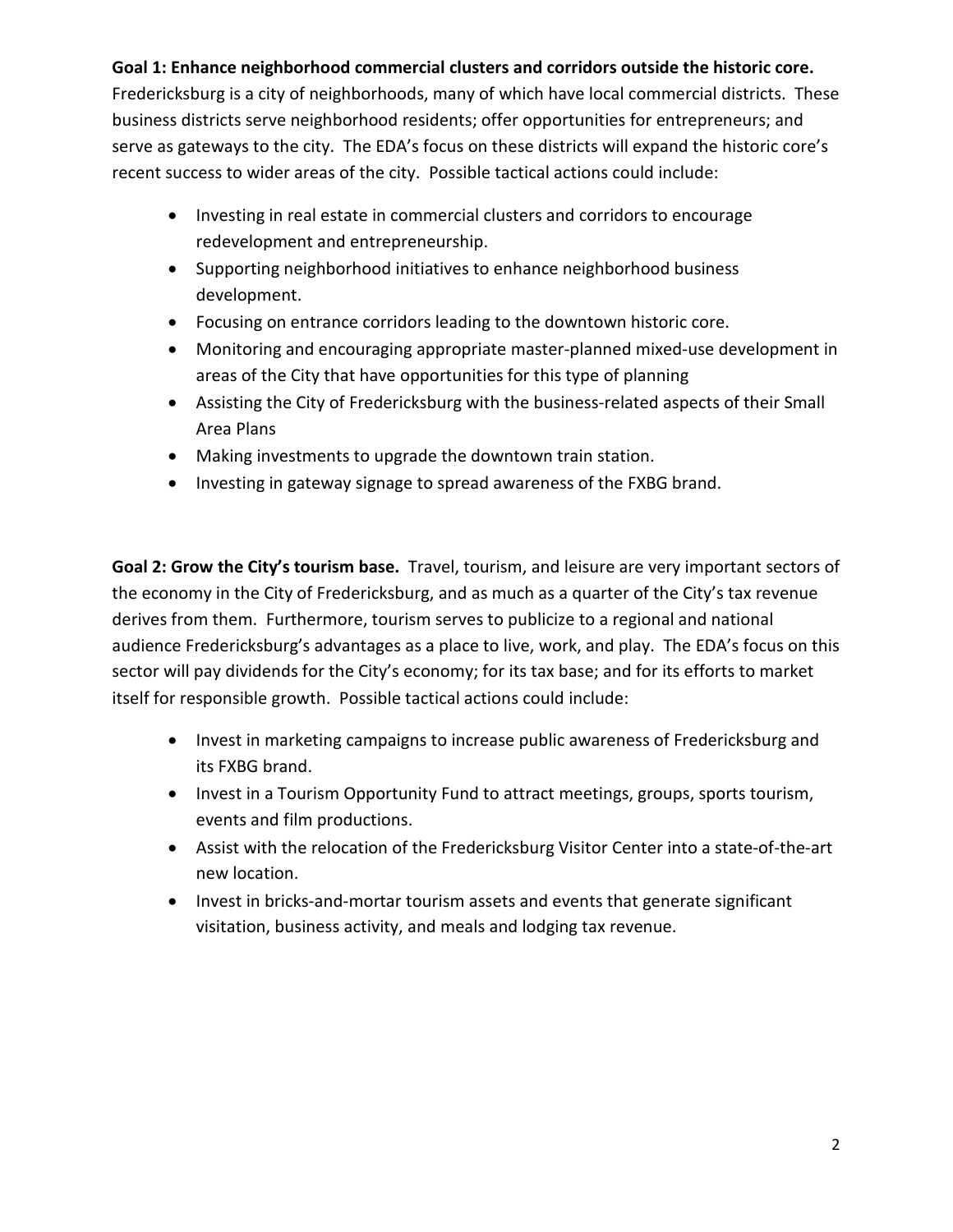**Goal 1: Enhance neighborhood commercial clusters and corridors outside the historic core.** Fredericksburg is a city of neighborhoods, many of which have local commercial districts. These business districts serve neighborhood residents; offer opportunities for entrepreneurs; and serve as gateways to the city. The EDA's focus on these districts will expand the historic core's recent success to wider areas of the city. Possible tactical actions could include:

- Investing in real estate in commercial clusters and corridors to encourage redevelopment and entrepreneurship.
- Supporting neighborhood initiatives to enhance neighborhood business development.
- Focusing on entrance corridors leading to the downtown historic core.
- Monitoring and encouraging appropriate master-planned mixed-use development in areas of the City that have opportunities for this type of planning
- Assisting the City of Fredericksburg with the business-related aspects of their Small Area Plans
- Making investments to upgrade the downtown train station.
- Investing in gateway signage to spread awareness of the FXBG brand.

**Goal 2: Grow the City's tourism base.** Travel, tourism, and leisure are very important sectors of the economy in the City of Fredericksburg, and as much as a quarter of the City's tax revenue derives from them. Furthermore, tourism serves to publicize to a regional and national audience Fredericksburg's advantages as a place to live, work, and play. The EDA's focus on this sector will pay dividends for the City's economy; for its tax base; and for its efforts to market itself for responsible growth. Possible tactical actions could include:

- Invest in marketing campaigns to increase public awareness of Fredericksburg and its FXBG brand.
- Invest in a Tourism Opportunity Fund to attract meetings, groups, sports tourism, events and film productions.
- Assist with the relocation of the Fredericksburg Visitor Center into a state-of-the-art new location.
- Invest in bricks-and-mortar tourism assets and events that generate significant visitation, business activity, and meals and lodging tax revenue.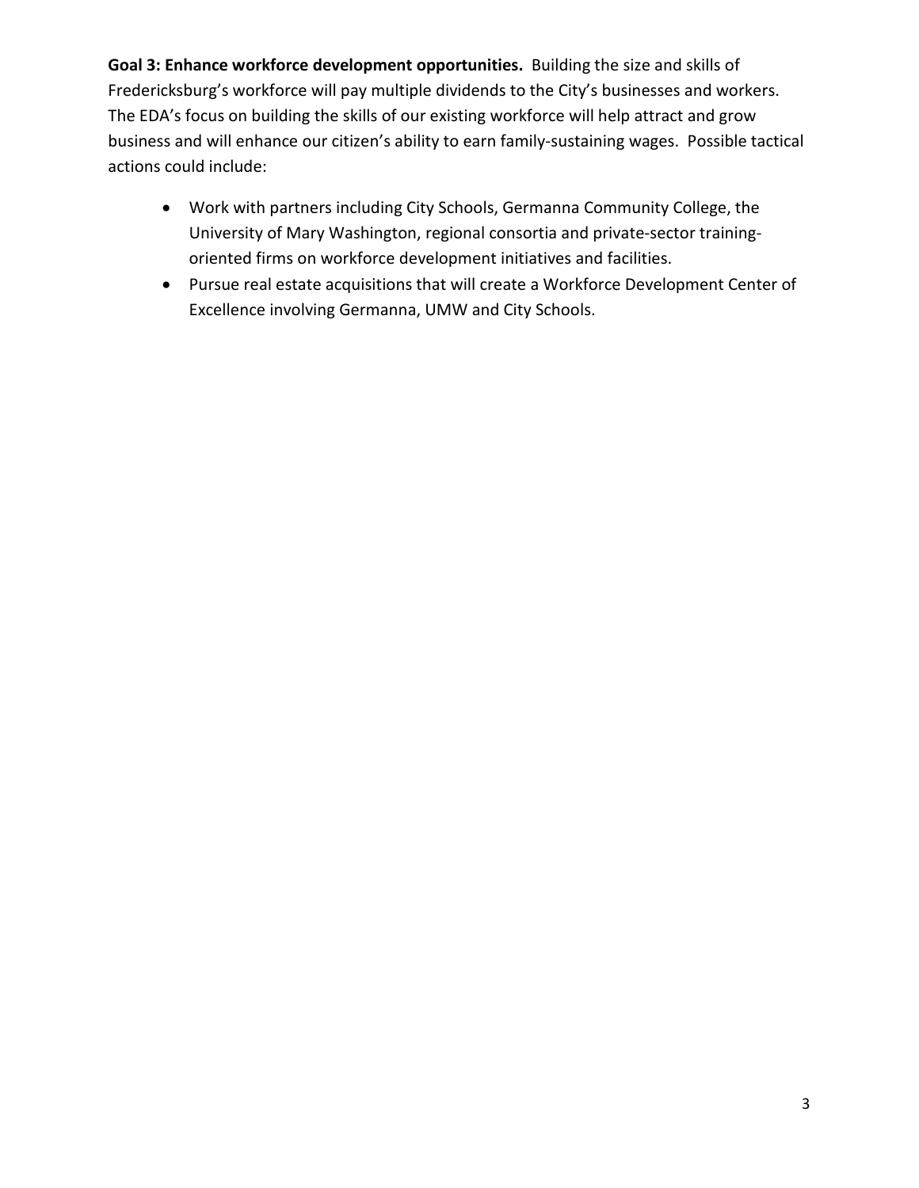**Goal 3: Enhance workforce development opportunities.** Building the size and skills of Fredericksburg's workforce will pay multiple dividends to the City's businesses and workers. The EDA's focus on building the skills of our existing workforce will help attract and grow business and will enhance our citizen's ability to earn family-sustaining wages. Possible tactical actions could include:

- Work with partners including City Schools, Germanna Community College, the University of Mary Washington, regional consortia and private-sector training-oriented firms on workforce development initiatives and facilities.
- Pursue real estate acquisitions that will create a Workforce Development Center of Excellence involving Germanna, UMW and City Schools.